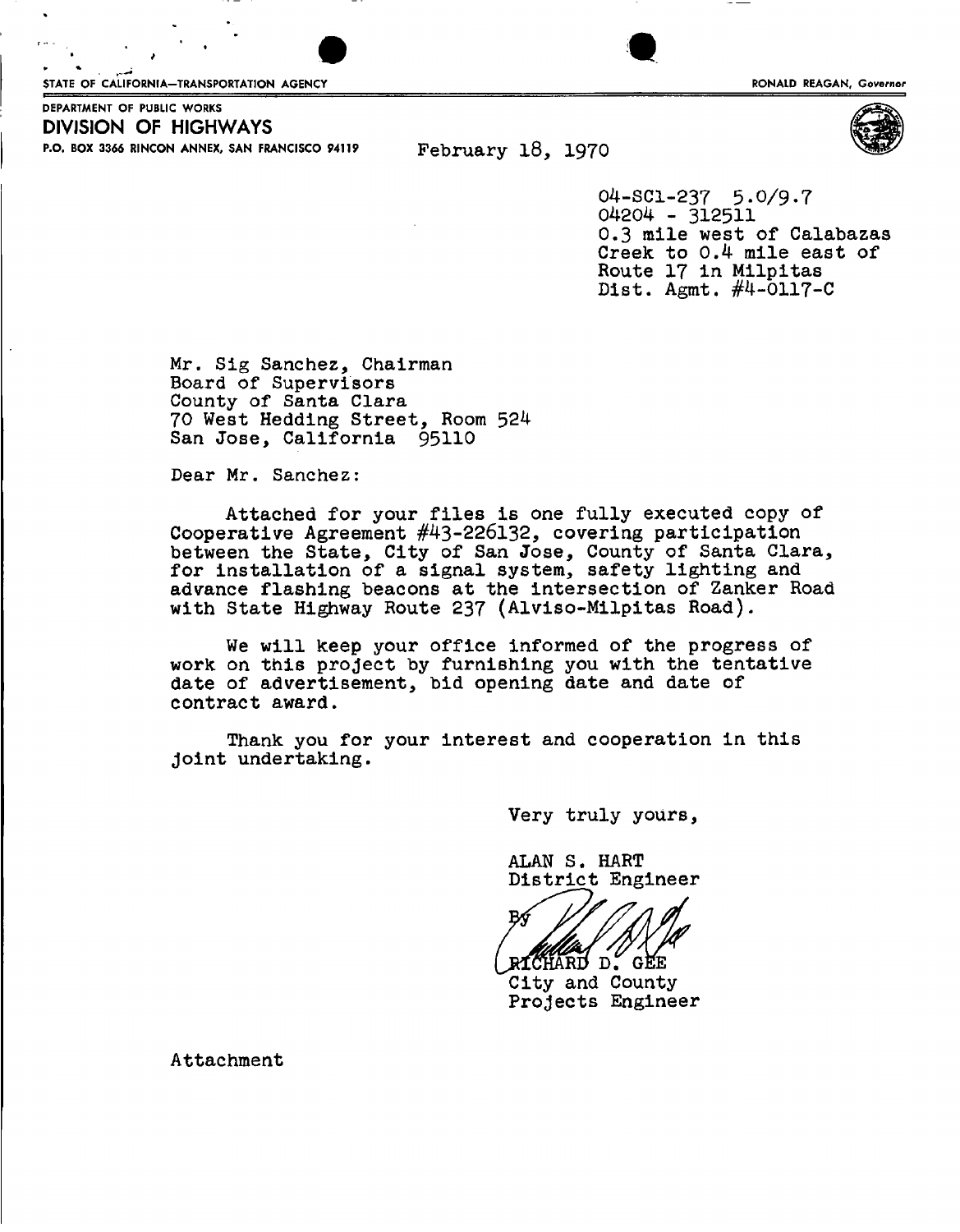STATE OF CALIFORNIA—TRANSPORTATION AGENCY

RONALD REAGAN, Governor

DEPARTMENT OF PUBLIC WORKS

**DIVISION OF HIGHWAYS**

P.O. BOX 3366 RINCON ANNEX, SAN FRANCISCO 94119

February 18, 1970

04-SCl-237 5.0/9.7
04204 - 312511
0.3 mile west of Calabazas
Creek to 0.4 mile east of
Route 17 in Milpitas
Dist. Agmt. #4-0117-C

Mr. Sig Sanchez, Chairman
Board of Supervisors
County of Santa Clara
70 West Hedding Street, Room 524
San Jose, California 95110

Dear Mr. Sanchez:

Attached for your files is one fully executed copy of Cooperative Agreement #43-226132, covering participation between the State, City of San Jose, County of Santa Clara, for installation of a signal system, safety lighting and advance flashing beacons at the intersection of Zanker Road with State Highway Route 237 (Alviso-Milpitas Road).

We will keep your office informed of the progress of work on this project by furnishing you with the tentative date of advertisement, bid opening date and date of contract award.

Thank you for your interest and cooperation in this joint undertaking.

Very truly yours,

ALAN S. HART
District Engineer

By

RICHARD D. GEE
City and County
Projects Engineer

Attachment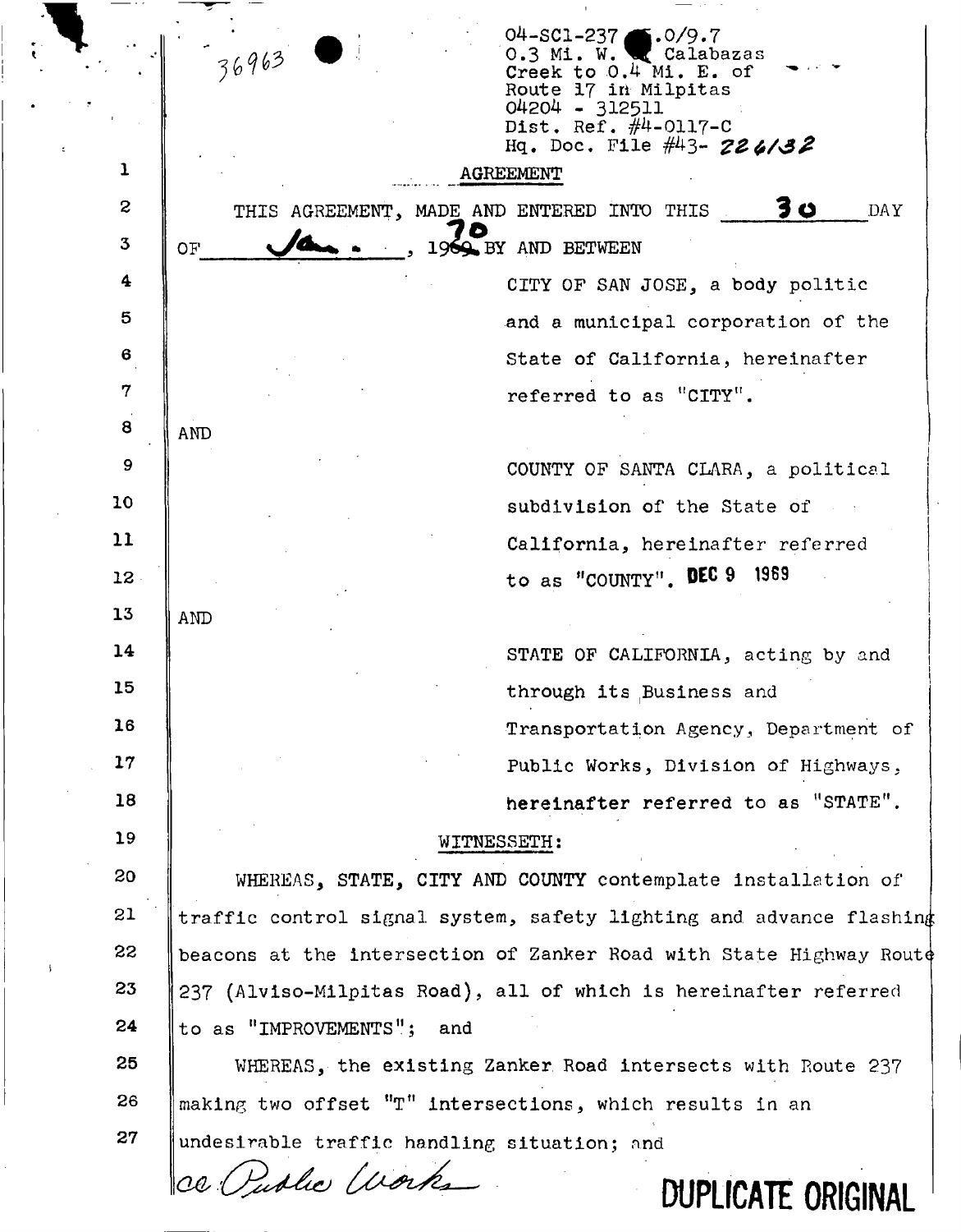36963

04-SC1-237 .0/9.7
0.3 Mi. W. Calabazas
Creek to 0.4 Mi. E. of
Route 17 in Milpitas
04204 - 312511
Dist. Ref. #4-0117-C
Hq. Doc. File #43- 226132

## AGREEMENT

THIS AGREEMENT, MADE AND ENTERED INTO THIS 30 DAY OF Jan., 1970 BY AND BETWEEN

CITY OF SAN JOSE, a body politic and a municipal corporation of the State of California, hereinafter referred to as "CITY".

AND

COUNTY OF SANTA CLARA, a political subdivision of the State of California, hereinafter referred to as "COUNTY". DEC 9 1969

AND

STATE OF CALIFORNIA, acting by and through its Business and Transportation Agency, Department of Public Works, Division of Highways, hereinafter referred to as "STATE".

WITNESSETH:

WHEREAS, STATE, CITY AND COUNTY contemplate installation of traffic control signal system, safety lighting and advance flashing beacons at the intersection of Zanker Road with State Highway Route 237 (Alviso-Milpitas Road), all of which is hereinafter referred to as "IMPROVEMENTS"; and

WHEREAS, the existing Zanker Road intersects with Route 237 making two offset "T" intersections, which results in an undesirable traffic handling situation; and

cc Public Works

**DUPLICATE ORIGINAL**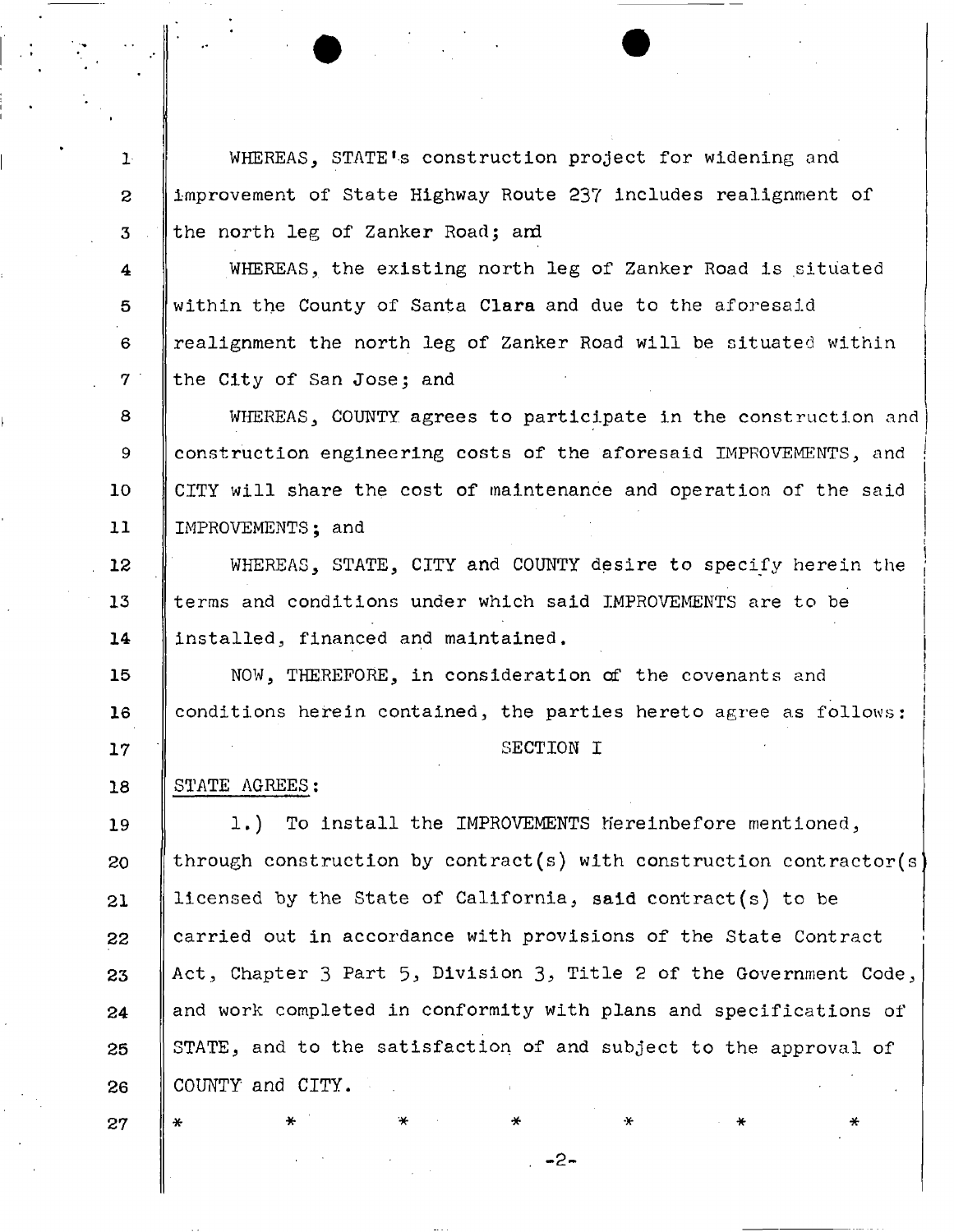WHEREAS, STATE's construction project for widening and improvement of State Highway Route 237 includes realignment of the north leg of Zanker Road; and

WHEREAS, the existing north leg of Zanker Road is situated within the County of Santa Clara and due to the aforesaid realignment the north leg of Zanker Road will be situated within the City of San Jose; and

WHEREAS, COUNTY agrees to participate in the construction and construction engineering costs of the aforesaid IMPROVEMENTS, and CITY will share the cost of maintenance and operation of the said IMPROVEMENTS; and

WHEREAS, STATE, CITY and COUNTY desire to specify herein the terms and conditions under which said IMPROVEMENTS are to be installed, financed and maintained.

NOW, THEREFORE, in consideration of the covenants and conditions herein contained, the parties hereto agree as follows:

SECTION I

STATE AGREES:

1.) To install the IMPROVEMENTS hereinbefore mentioned, through construction by contract(s) with construction contractor(s) licensed by the State of California, said contract(s) to be carried out in accordance with provisions of the State Contract Act, Chapter 3 Part 5, Division 3, Title 2 of the Government Code, and work completed in conformity with plans and specifications of STATE, and to the satisfaction of and subject to the approval of COUNTY and CITY.

\*   \*   \*   \*   \*   \*   \*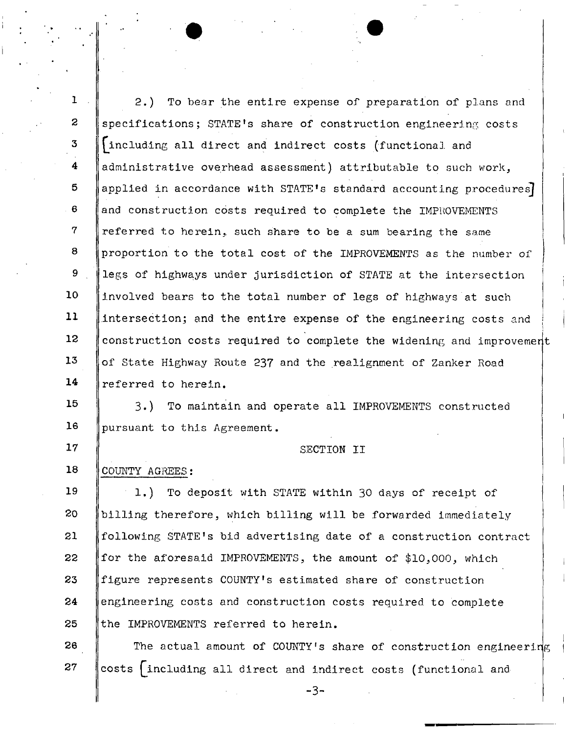2.) To bear the entire expense of preparation of plans and specifications; STATE's share of construction engineering costs [including all direct and indirect costs (functional and administrative overhead assessment) attributable to such work, applied in accordance with STATE's standard accounting procedures] and construction costs required to complete the IMPROVEMENTS referred to herein, such share to be a sum bearing the same proportion to the total cost of the IMPROVEMENTS as the number of legs of highways under jurisdiction of STATE at the intersection involved bears to the total number of legs of highways at such intersection; and the entire expense of the engineering costs and construction costs required to complete the widening and improvement of State Highway Route 237 and the realignment of Zanker Road referred to herein.

3.) To maintain and operate all IMPROVEMENTS constructed pursuant to this Agreement.

SECTION II

COUNTY AGREES:

1.) To deposit with STATE within 30 days of receipt of billing therefore, which billing will be forwarded immediately following STATE's bid advertising date of a construction contract for the aforesaid IMPROVEMENTS, the amount of $10,000, which figure represents COUNTY's estimated share of construction engineering costs and construction costs required to complete the IMPROVEMENTS referred to herein.

The actual amount of COUNTY's share of construction engineering costs [including all direct and indirect costs (functional and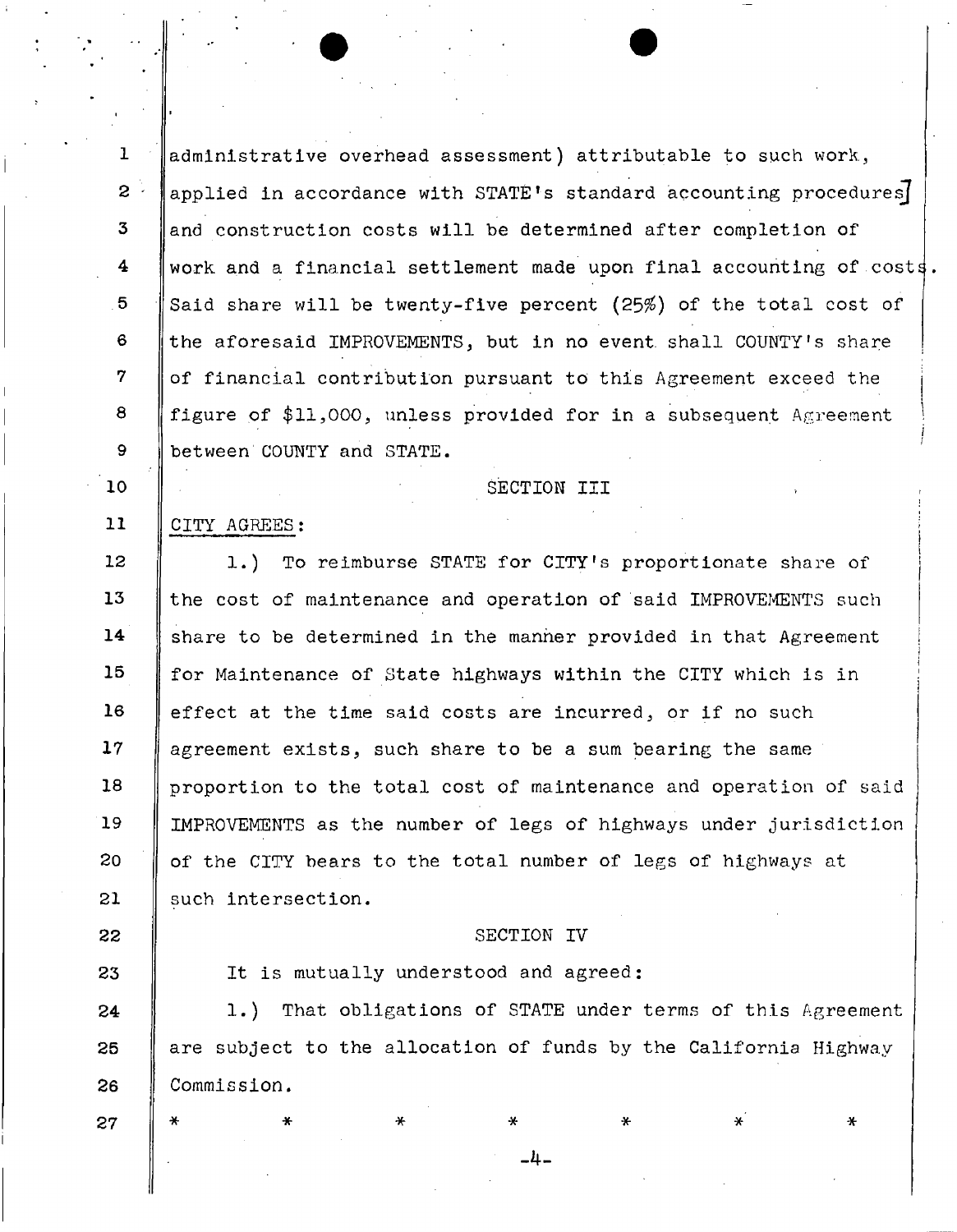administrative overhead assessment) attributable to such work, applied in accordance with STATE's standard accounting procedures] and construction costs will be determined after completion of work and a financial settlement made upon final accounting of costs. Said share will be twenty-five percent (25%) of the total cost of the aforesaid IMPROVEMENTS, but in no event shall COUNTY's share of financial contribution pursuant to this Agreement exceed the figure of $11,000, unless provided for in a subsequent Agreement between COUNTY and STATE.

SECTION III

CITY AGREES:

1.) To reimburse STATE for CITY's proportionate share of the cost of maintenance and operation of said IMPROVEMENTS such share to be determined in the manner provided in that Agreement for Maintenance of State highways within the CITY which is in effect at the time said costs are incurred, or if no such agreement exists, such share to be a sum bearing the same proportion to the total cost of maintenance and operation of said IMPROVEMENTS as the number of legs of highways under jurisdiction of the CITY bears to the total number of legs of highways at such intersection.

SECTION IV

It is mutually understood and agreed:

1.) That obligations of STATE under terms of this Agreement are subject to the allocation of funds by the California Highway Commission.

\* \* \* \* \* \* \*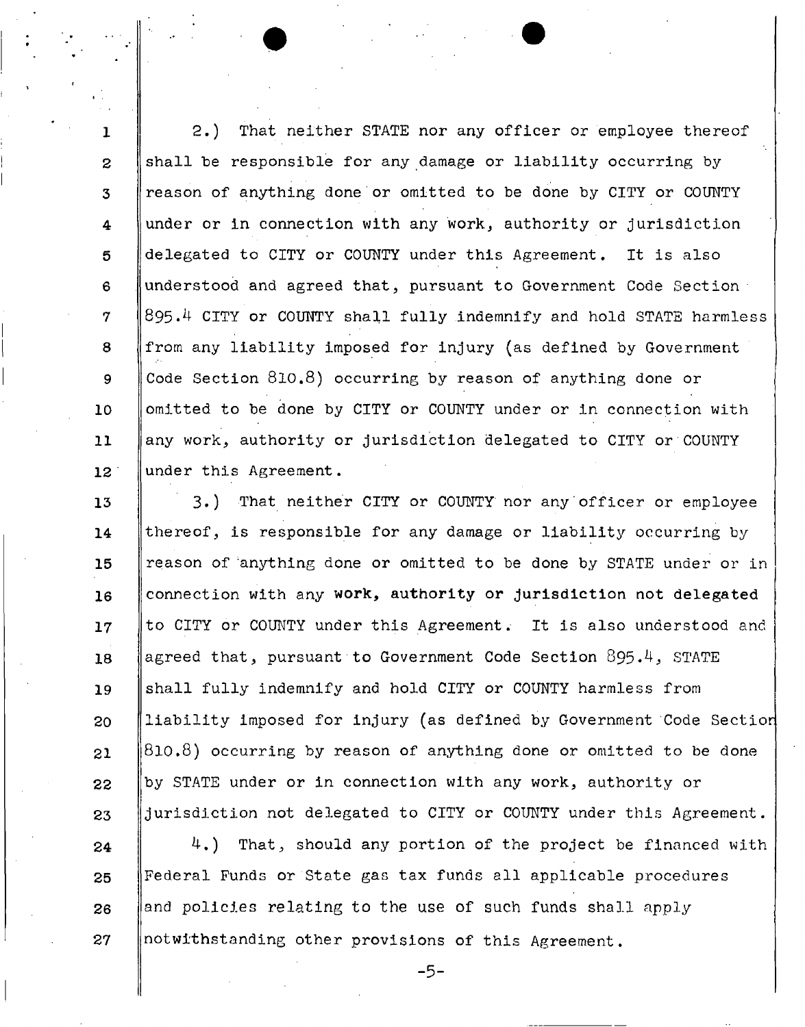2.) That neither STATE nor any officer or employee thereof shall be responsible for any damage or liability occurring by reason of anything done or omitted to be done by CITY or COUNTY under or in connection with any work, authority or jurisdiction delegated to CITY or COUNTY under this Agreement. It is also understood and agreed that, pursuant to Government Code Section 895.4 CITY or COUNTY shall fully indemnify and hold STATE harmless from any liability imposed for injury (as defined by Government Code Section 810.8) occurring by reason of anything done or omitted to be done by CITY or COUNTY under or in connection with any work, authority or jurisdiction delegated to CITY or COUNTY under this Agreement.

3.) That neither CITY or COUNTY nor any officer or employee thereof, is responsible for any damage or liability occurring by reason of anything done or omitted to be done by STATE under or in connection with any work, authority or jurisdiction not delegated to CITY or COUNTY under this Agreement. It is also understood and agreed that, pursuant to Government Code Section 895.4, STATE shall fully indemnify and hold CITY or COUNTY harmless from liability imposed for injury (as defined by Government Code Section 810.8) occurring by reason of anything done or omitted to be done by STATE under or in connection with any work, authority or jurisdiction not delegated to CITY or COUNTY under this Agreement.

4.) That, should any portion of the project be financed with Federal Funds or State gas tax funds all applicable procedures and policies relating to the use of such funds shall apply notwithstanding other provisions of this Agreement.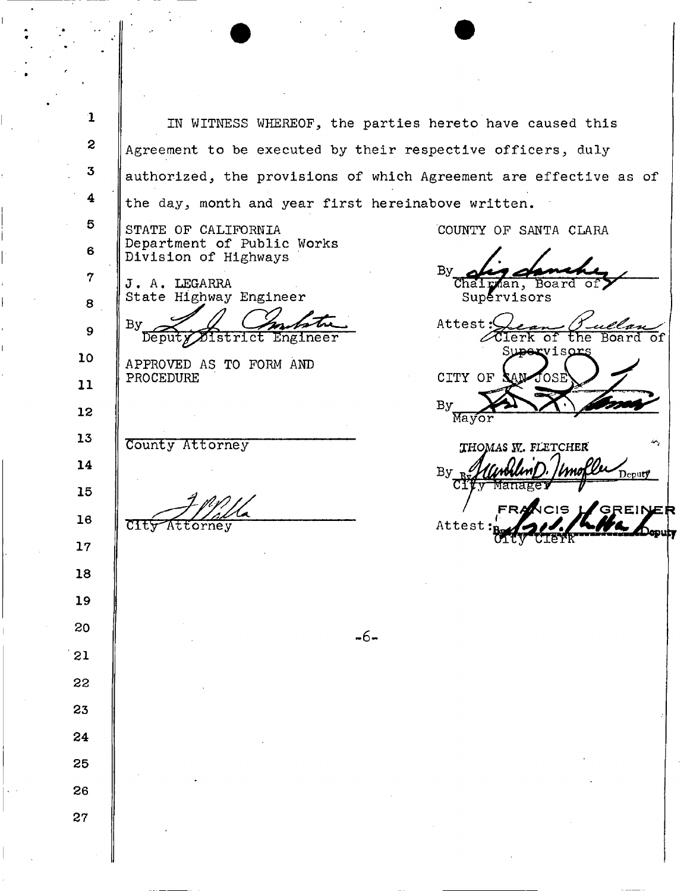IN WITNESS WHEREOF, the parties hereto have caused this Agreement to be executed by their respective officers, duly authorized, the provisions of which Agreement are effective as of the day, month and year first hereinabove written.

STATE OF CALIFORNIA
Department of Public Works
Division of Highways

J. A. LEGARRA
State Highway Engineer

By _______________________
Deputy District Engineer

APPROVED AS TO FORM AND PROCEDURE

_______________________
County Attorney

_______________________
City Attorney

COUNTY OF SANTA CLARA

By _______________________
Chairman, Board of Supervisors

Attest: _______________________
Clerk of the Board of Supervisors

CITY OF SAN JOSE

By _______________________
Mayor

THOMAS W. FLETCHER

By _______________________ Deputy
City Manager

FRANCIS L. GREINER

Attest: _______________________ Deputy
City Clerk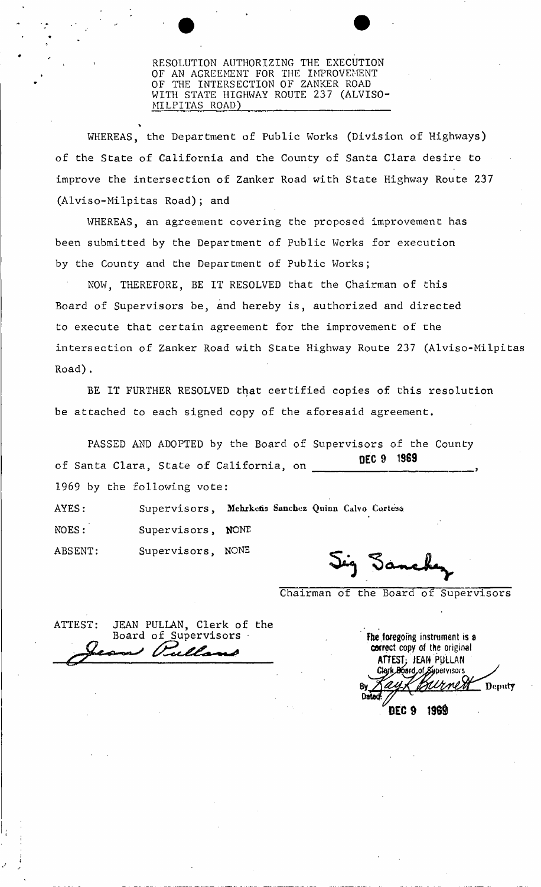RESOLUTION AUTHORIZING THE EXECUTION OF AN AGREEMENT FOR THE IMPROVEMENT OF THE INTERSECTION OF ZANKER ROAD WITH STATE HIGHWAY ROUTE 237 (ALVISO-MILPITAS ROAD)

WHEREAS, the Department of Public Works (Division of Highways) of the State of California and the County of Santa Clara desire to improve the intersection of Zanker Road with State Highway Route 237 (Alviso-Milpitas Road); and

WHEREAS, an agreement covering the proposed improvement has been submitted by the Department of Public Works for execution by the County and the Department of Public Works;

NOW, THEREFORE, BE IT RESOLVED that the Chairman of this Board of Supervisors be, and hereby is, authorized and directed to execute that certain agreement for the improvement of the intersection of Zanker Road with State Highway Route 237 (Alviso-Milpitas Road).

BE IT FURTHER RESOLVED that certified copies of this resolution be attached to each signed copy of the aforesaid agreement.

PASSED AND ADOPTED by the Board of Supervisors of the County of Santa Clara, State of California, on DEC 9 1969, 1969 by the following vote:

AYES: Supervisors, Mehrkens Sanchez Quinn Calvo Cortese

NOES: Supervisors, NONE

ABSENT: Supervisors, NONE

Sig Sanchez

Chairman of the Board of Supervisors

ATTEST: JEAN PULLAN, Clerk of the Board of Supervisors

Jean Pullan

The foregoing instrument is a correct copy of the original
ATTEST: JEAN PULLAN
Clerk Board of Supervisors
By Kay K Burnett Deputy
Dated: DEC 9 1969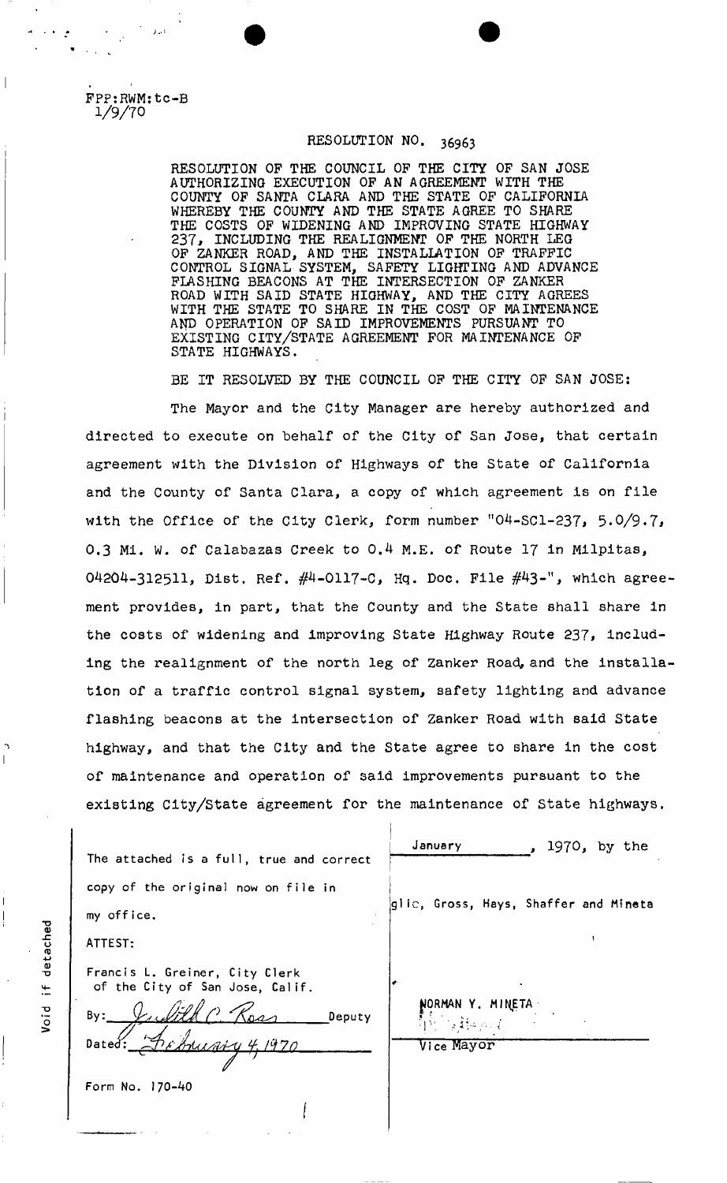FPP:RWM:tc-B
1/9/70

RESOLUTION NO. 36963

RESOLUTION OF THE COUNCIL OF THE CITY OF SAN JOSE AUTHORIZING EXECUTION OF AN AGREEMENT WITH THE COUNTY OF SANTA CLARA AND THE STATE OF CALIFORNIA WHEREBY THE COUNTY AND THE STATE AGREE TO SHARE THE COSTS OF WIDENING AND IMPROVING STATE HIGHWAY 237, INCLUDING THE REALIGNMENT OF THE NORTH LEG OF ZANKER ROAD, AND THE INSTALLATION OF TRAFFIC CONTROL SIGNAL SYSTEM, SAFETY LIGHTING AND ADVANCE FLASHING BEACONS AT THE INTERSECTION OF ZANKER ROAD WITH SAID STATE HIGHWAY, AND THE CITY AGREES WITH THE STATE TO SHARE IN THE COST OF MAINTENANCE AND OPERATION OF SAID IMPROVEMENTS PURSUANT TO EXISTING CITY/STATE AGREEMENT FOR MAINTENANCE OF STATE HIGHWAYS.

BE IT RESOLVED BY THE COUNCIL OF THE CITY OF SAN JOSE:

The Mayor and the City Manager are hereby authorized and directed to execute on behalf of the City of San Jose, that certain agreement with the Division of Highways of the State of California and the County of Santa Clara, a copy of which agreement is on file with the Office of the City Clerk, form number "04-SCl-237, 5.0/9.7, 0.3 Mi. W. of Calabazas Creek to 0.4 M.E. of Route 17 in Milpitas, 04204-312511, Dist. Ref. #4-0117-C, Hq. Doc. File #43-", which agreement provides, in part, that the County and the State shall share in the costs of widening and improving State Highway Route 237, including the realignment of the north leg of Zanker Road, and the installation of a traffic control signal system, safety lighting and advance flashing beacons at the intersection of Zanker Road with said State highway, and that the City and the State agree to share in the cost of maintenance and operation of said improvements pursuant to the existing City/State agreement for the maintenance of State highways.

The attached is a full, true and correct copy of the original now on file in my office.

ATTEST:

Francis L. Greiner, City Clerk
of the City of San Jose, Calif.

By: Judith C. Ross Deputy

Dated: February 4, 1970

Form No. 170-40

January, 1970, by the

glic, Gross, Hays, Shaffer and Mineta

NORMAN Y. MINETA

Vice Mayor

Void if detached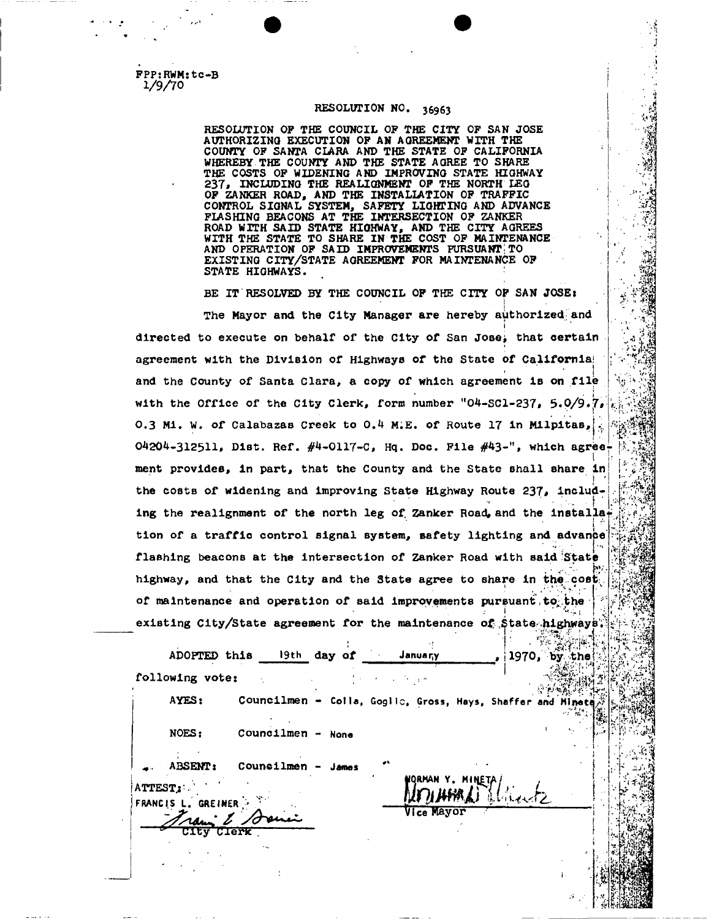FPP:RWM:tc-B
1/9/70

RESOLUTION NO. 36963

RESOLUTION OF THE COUNCIL OF THE CITY OF SAN JOSE AUTHORIZING EXECUTION OF AN AGREEMENT WITH THE COUNTY OF SANTA CLARA AND THE STATE OF CALIFORNIA WHEREBY THE COUNTY AND THE STATE AGREE TO SHARE THE COSTS OF WIDENING AND IMPROVING STATE HIGHWAY 237, INCLUDING THE REALIGNMENT OF THE NORTH LEG OF ZANKER ROAD, AND THE INSTALLATION OF TRAFFIC CONTROL SIGNAL SYSTEM, SAFETY LIGHTING AND ADVANCE FLASHING BEACONS AT THE INTERSECTION OF ZANKER ROAD WITH SAID STATE HIGHWAY, AND THE CITY AGREES WITH THE STATE TO SHARE IN THE COST OF MAINTENANCE AND OPERATION OF SAID IMPROVEMENTS PURSUANT TO EXISTING CITY/STATE AGREEMENT FOR MAINTENANCE OF STATE HIGHWAYS.

BE IT RESOLVED BY THE COUNCIL OF THE CITY OF SAN JOSE:

The Mayor and the City Manager are hereby authorized and directed to execute on behalf of the City of San Jose, that certain agreement with the Division of Highways of the State of California and the County of Santa Clara, a copy of which agreement is on file with the Office of the City Clerk, form number "04-SC1-237, 5.0/9.7, 0.3 Mi. W. of Calabazas Creek to 0.4 M.E. of Route 17 in Milpitas, 04204-312511, Dist. Ref. #4-0117-C, Hq. Doc. File #43-", which agreement provides, in part, that the County and the State shall share in the costs of widening and improving State Highway Route 237, including the realignment of the north leg of Zanker Road, and the installation of a traffic control signal system, safety lighting and advance flashing beacons at the intersection of Zanker Road with said State highway, and that the City and the State agree to share in the cost of maintenance and operation of said improvements pursuant to the existing City/State agreement for the maintenance of State highways.

ADOPTED this 19th day of January, 1970, by the following vote:

AYES: Councilmen - Colla, Goglic, Gross, Hays, Shaffer and Mineta

NOES: Councilmen - None

ABSENT: Councilmen - James

ATTEST:
FRANCIS L. GREINER
City Clerk

NORMAN Y. MINETA
Vice Mayor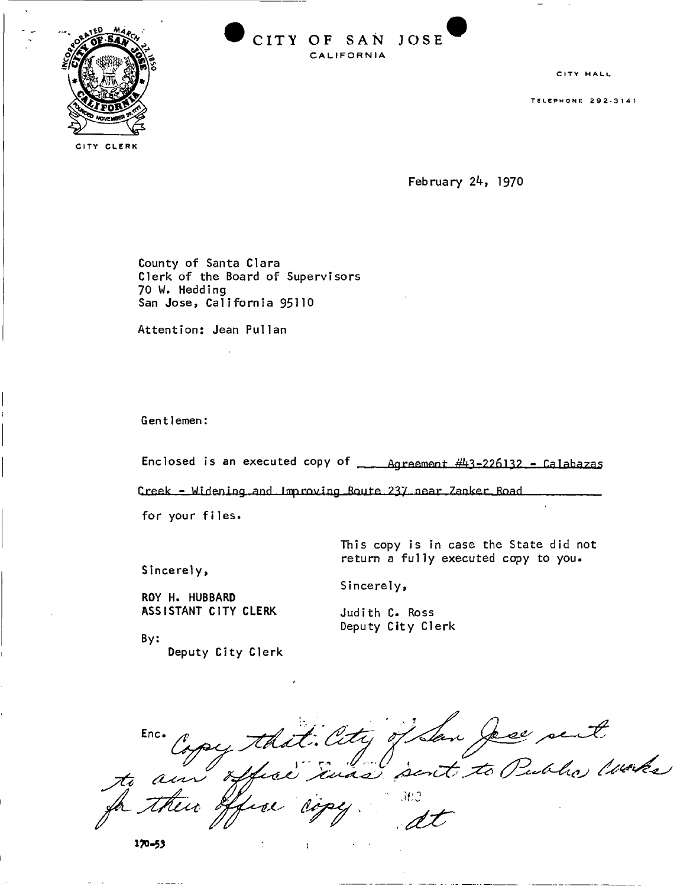CITY OF SAN JOSE
CALIFORNIA

CITY CLERK

CITY HALL

TELEPHONE 292-3141

February 24, 1970

County of Santa Clara
Clerk of the Board of Supervisors
70 W. Hedding
San Jose, California 95110

Attention: Jean Pullan

Gentlemen:

Enclosed is an executed copy of Agreement #43-226132 - Calabazas Creek - Widening and Improving Route 237 near Zanker Road for your files.

This copy is in case the State did not return a fully executed copy to you.

Sincerely,

Judith C. Ross
Deputy City Clerk

Sincerely,

ROY H. HUBBARD
ASSISTANT CITY CLERK

By:
Deputy City Clerk

Enc. Copy that City of San Jose sent to our office was sent to Public Works for their office copy. dt

170-53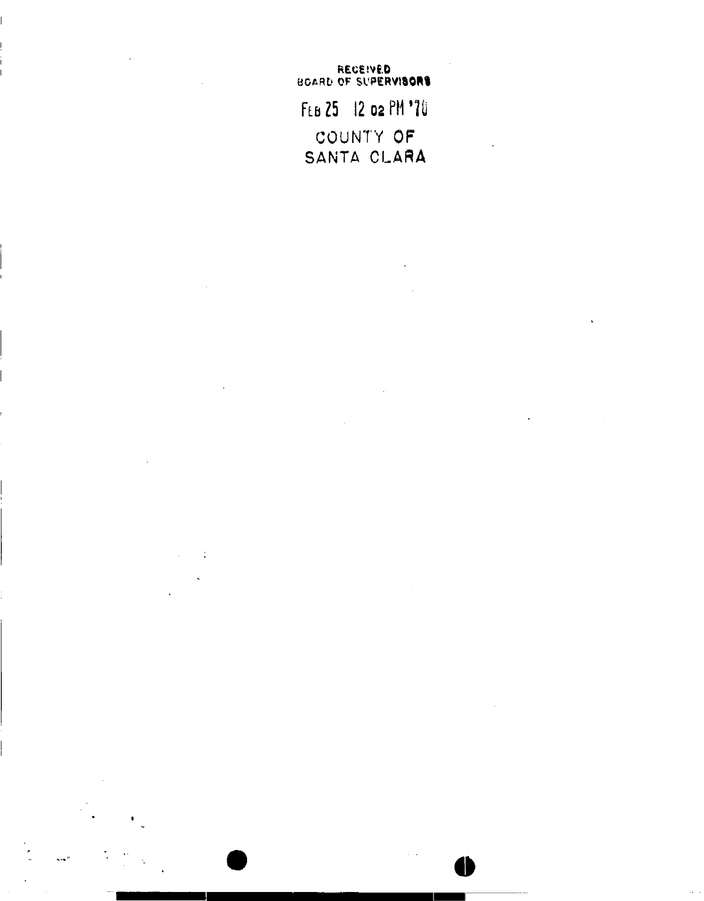RECEIVED
BOARD OF SUPERVISORS

FEB 25 12 02 PM '70

COUNTY OF
SANTA CLARA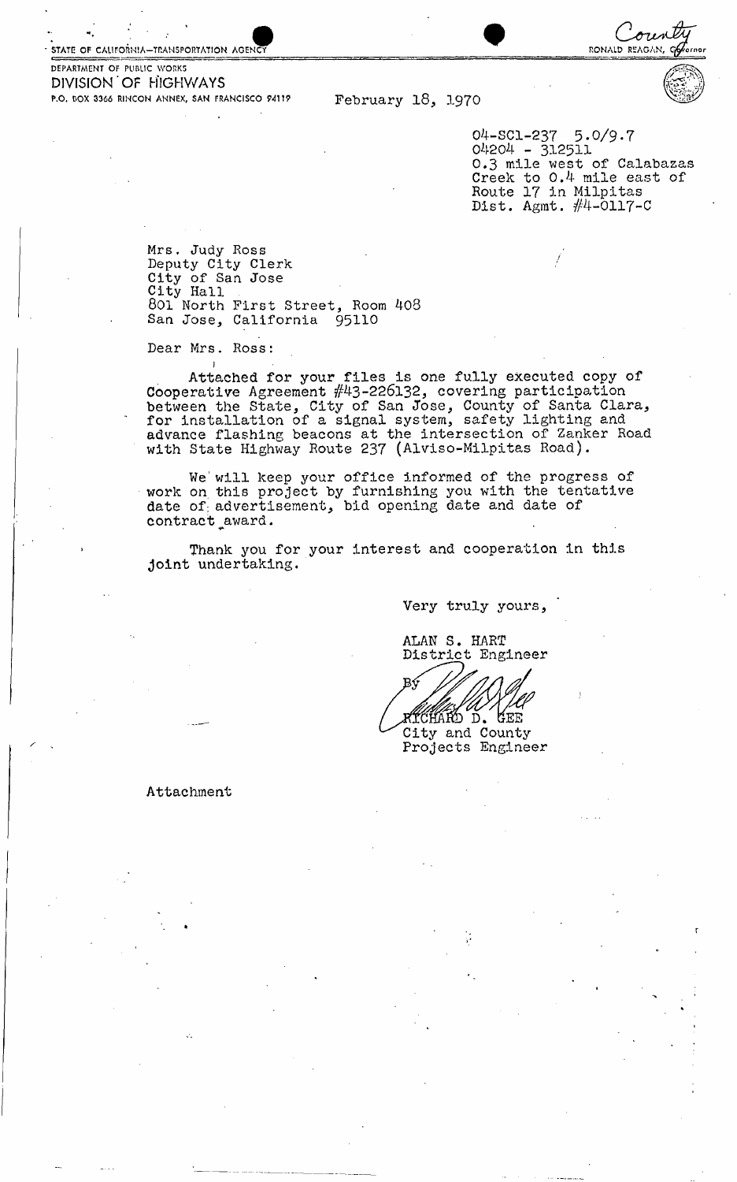STATE OF CALIFORNIA—TRANSPORTATION AGENCY

RONALD REAGAN, Governor

County

DEPARTMENT OF PUBLIC WORKS
DIVISION OF HIGHWAYS
P.O. BOX 3366 RINCON ANNEX, SAN FRANCISCO 94119

February 18, 1970

04-SCl-237 5.0/9.7
04204 - 312511
0.3 mile west of Calabazas
Creek to 0.4 mile east of
Route 17 in Milpitas
Dist. Agmt. #4-0117-C

Mrs. Judy Ross
Deputy City Clerk
City of San Jose
City Hall
801 North First Street, Room 408
San Jose, California 95110

Dear Mrs. Ross:

Attached for your files is one fully executed copy of Cooperative Agreement #43-226132, covering participation between the State, City of San Jose, County of Santa Clara, for installation of a signal system, safety lighting and advance flashing beacons at the intersection of Zanker Road with State Highway Route 237 (Alviso-Milpitas Road).

We will keep your office informed of the progress of work on this project by furnishing you with the tentative date of advertisement, bid opening date and date of contract award.

Thank you for your interest and cooperation in this joint undertaking.

Very truly yours,

ALAN S. HART
District Engineer

By
RICHARD D. GEE
City and County
Projects Engineer

Attachment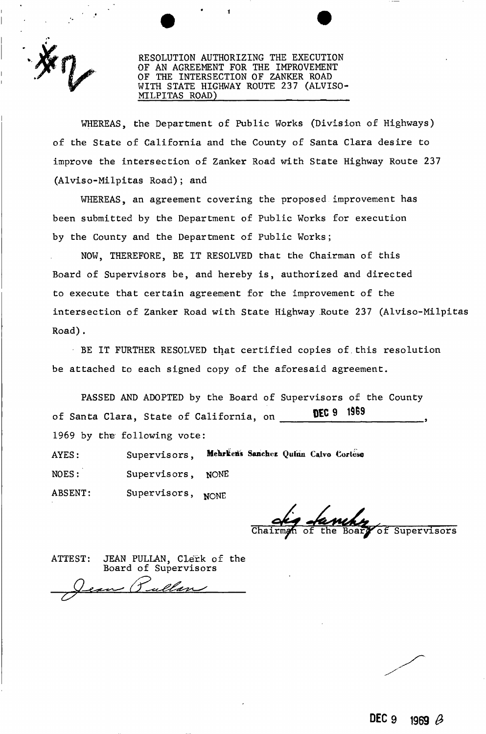RESOLUTION AUTHORIZING THE EXECUTION OF AN AGREEMENT FOR THE IMPROVEMENT OF THE INTERSECTION OF ZANKER ROAD WITH STATE HIGHWAY ROUTE 237 (ALVISO-MILPITAS ROAD)

WHEREAS, the Department of Public Works (Division of Highways) of the State of California and the County of Santa Clara desire to improve the intersection of Zanker Road with State Highway Route 237 (Alviso-Milpitas Road); and

WHEREAS, an agreement covering the proposed improvement has been submitted by the Department of Public Works for execution by the County and the Department of Public Works;

NOW, THEREFORE, BE IT RESOLVED that the Chairman of this Board of Supervisors be, and hereby is, authorized and directed to execute that certain agreement for the improvement of the intersection of Zanker Road with State Highway Route 237 (Alviso-Milpitas Road).

BE IT FURTHER RESOLVED that certified copies of this resolution be attached to each signed copy of the aforesaid agreement.

PASSED AND ADOPTED by the Board of Supervisors of the County of Santa Clara, State of California, on DEC 9 1969, 1969 by the following vote:

AYES: Supervisors, Mehrkens Sanchez Quinn Calvo Cortese

NOES: Supervisors, NONE

ABSENT: Supervisors, NONE

Chairman of the Board of Supervisors

ATTEST: JEAN PULLAN, Clerk of the Board of Supervisors

DEC 9 1969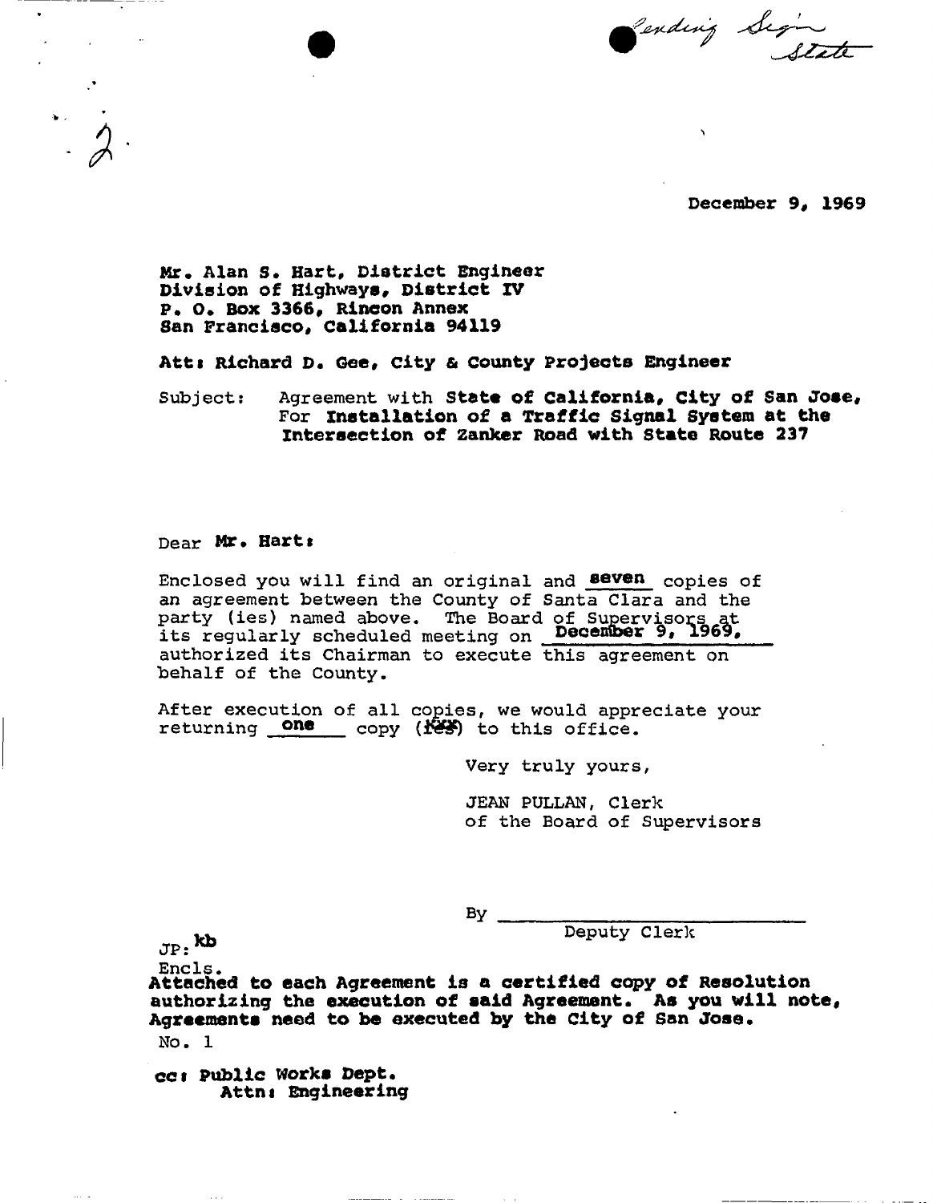Pending Sign State

2.

December 9, 1969

Mr. Alan S. Hart, District Engineer
Division of Highways, District IV
P. O. Box 3366, Rincon Annex
San Francisco, California 94119

Att: Richard D. Gee, City & County Projects Engineer

Subject: Agreement with **State of California, City of San Jose, For Installation of a Traffic Signal System at the Intersection of Zanker Road with State Route 237**

Dear **Mr. Hart:**

Enclosed you will find an original and **seven** copies of an agreement between the County of Santa Clara and the party (ies) named above. The Board of Supervisors at its regularly scheduled meeting on **December 9, 1969,** authorized its Chairman to execute this agreement on behalf of the County.

After execution of all copies, we would appreciate your returning **one** copy (ies) to this office.

Very truly yours,

JEAN PULLAN, Clerk
of the Board of Supervisors

By ______________________________
Deputy Clerk

JP:**kb**

Encls.
**Attached to each Agreement is a certified copy of Resolution authorizing the execution of said Agreement. As you will note, Agreements need to be executed by the City of San Jose.**

No. 1

**cc: Public Works Dept.**
**Attn: Engineering**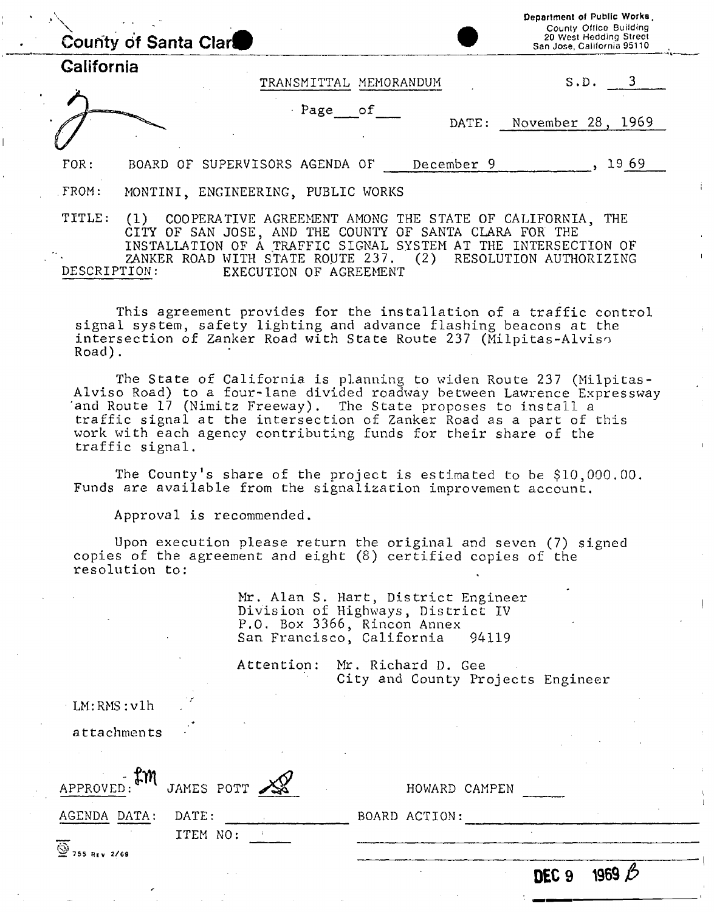**County of Santa Clara**

**California**

Department of Public Works
County Office Building
20 West Hedding Street
San Jose, California 95110

TRANSMITTAL MEMORANDUM

S.D. 3

Page \_\_\_ of \_\_\_

DATE: November 28, 1969

FOR: BOARD OF SUPERVISORS AGENDA OF December 9, 1969

FROM: MONTINI, ENGINEERING, PUBLIC WORKS

TITLE: (1) COOPERATIVE AGREEMENT AMONG THE STATE OF CALIFORNIA, THE CITY OF SAN JOSE, AND THE COUNTY OF SANTA CLARA FOR THE INSTALLATION OF A TRAFFIC SIGNAL SYSTEM AT THE INTERSECTION OF ZANKER ROAD WITH STATE ROUTE 237. (2) RESOLUTION AUTHORIZING

DESCRIPTION: EXECUTION OF AGREEMENT

This agreement provides for the installation of a traffic control signal system, safety lighting and advance flashing beacons at the intersection of Zanker Road with State Route 237 (Milpitas-Alviso Road).

The State of California is planning to widen Route 237 (Milpitas-Alviso Road) to a four-lane divided roadway between Lawrence Expressway and Route 17 (Nimitz Freeway). The State proposes to install a traffic signal at the intersection of Zanker Road as a part of this work with each agency contributing funds for their share of the traffic signal.

The County's share of the project is estimated to be $10,000.00. Funds are available from the signalization improvement account.

Approval is recommended.

Upon execution please return the original and seven (7) signed copies of the agreement and eight (8) certified copies of the resolution to:

Mr. Alan S. Hart, District Engineer
Division of Highways, District IV
P.O. Box 3366, Rincon Annex
San Francisco, California 94119

Attention: Mr. Richard D. Gee
City and County Projects Engineer

LM:RMS:vlh

attachments

APPROVED: LM JAMES POTT HOWARD CAMPEN

AGENDA DATA: DATE: \_\_\_\_\_\_ BOARD ACTION: \_\_\_\_\_\_

ITEM NO: \_\_\_\_\_\_

755 REV 2/69

DEC 9 1969 B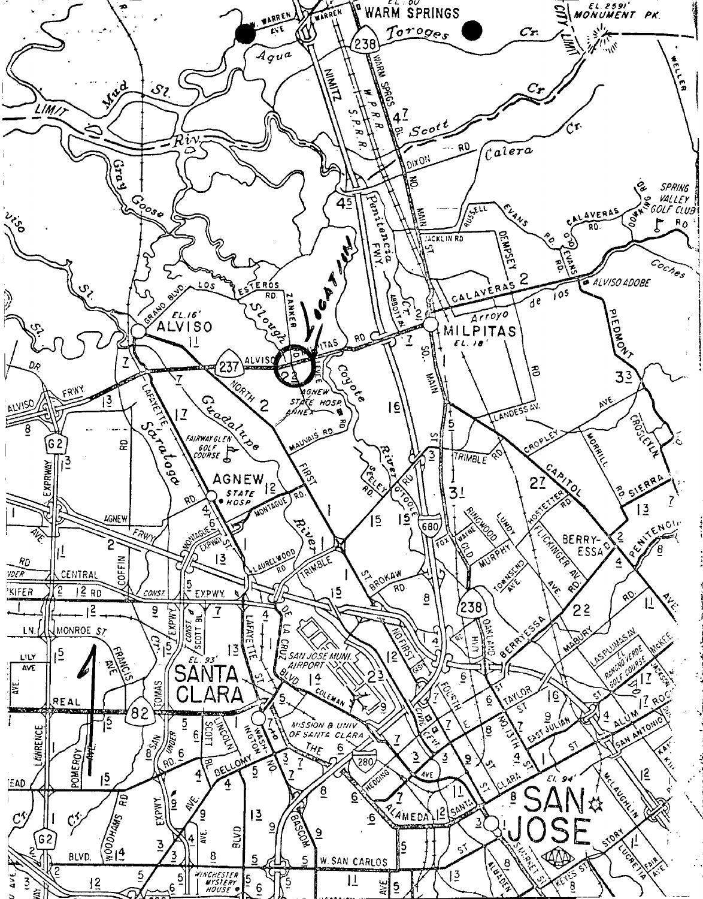Location

WARM SPRINGS

MONUMENT PK.

EL. 2591'

ALVISO

EL. 16'

MILPITAS

EL. 18'

AGNEW

STATE HOSP

AGNEW STATE HOSP ANNEX

SANTA CLARA

EL. 93'

SAN JOSE

EL. 94'

SAN JOSE MUNI. AIRPORT

MISSION & UNIV OF SANTA CLARA

FAIRWAY GLEN GOLF COURSE

SPRING VALLEY GOLF CLUB

EL RANCHO VERDE GOLF COURSE

ALVISO ADOBE

WINCHESTER MYSTERY HOUSE

CITY LIMIT

237

238

680

280

82

G2

NIMITZ

PENITENCIA FWY.

ALVISO FRWY.

ALVISO RD

CALAVERAS

LOS ESTEROS RD.

ZANKER

NORTH FIRST

MONTAGUE EXPWY

CAPITOL AVE.

BERRYESSA

EL CAMINO REAL

LAFAYETTE

GUADALUPE RIVER

COYOTE RIVER

Toroges Cr.

Scott Cr.

Calera Cr.

Coches

Arroyo de los

Mud Sl.

Gray Goose Sl.

Alviso Sl.

Guadalupe Sl.

Aqua